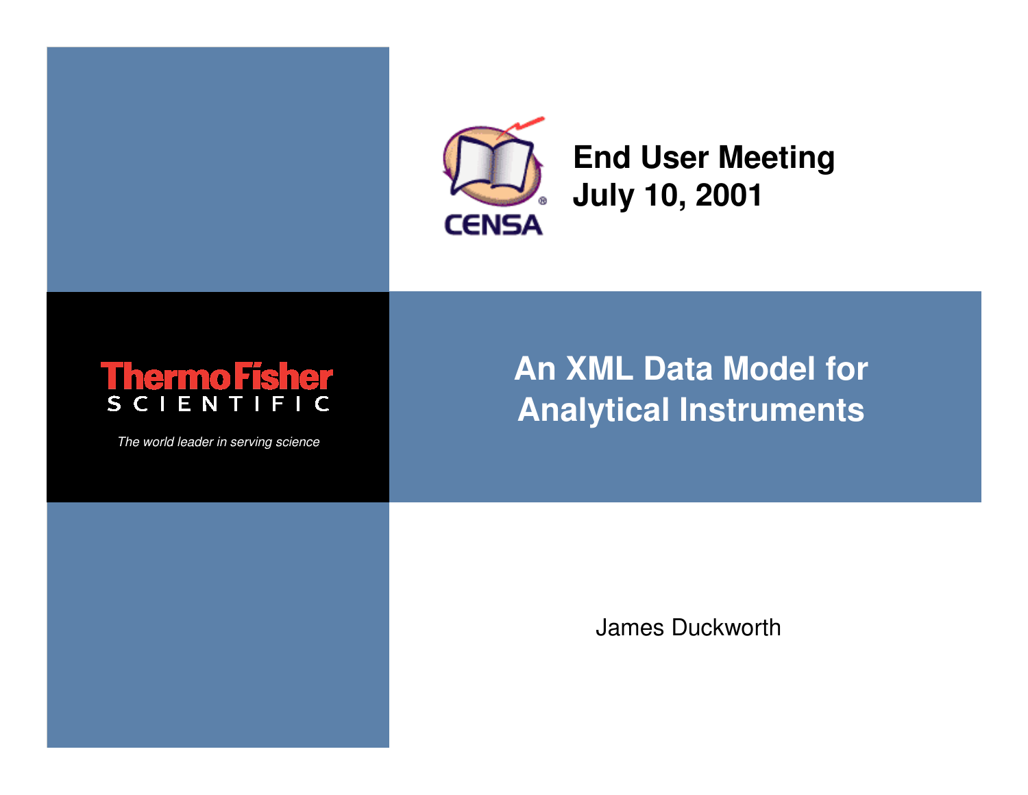CENSA

**End User Meeting**
**July 10, 2001**

Thermo Fisher
SCIENTIFIC

*The world leader in serving science*

# An XML Data Model for Analytical Instruments

James Duckworth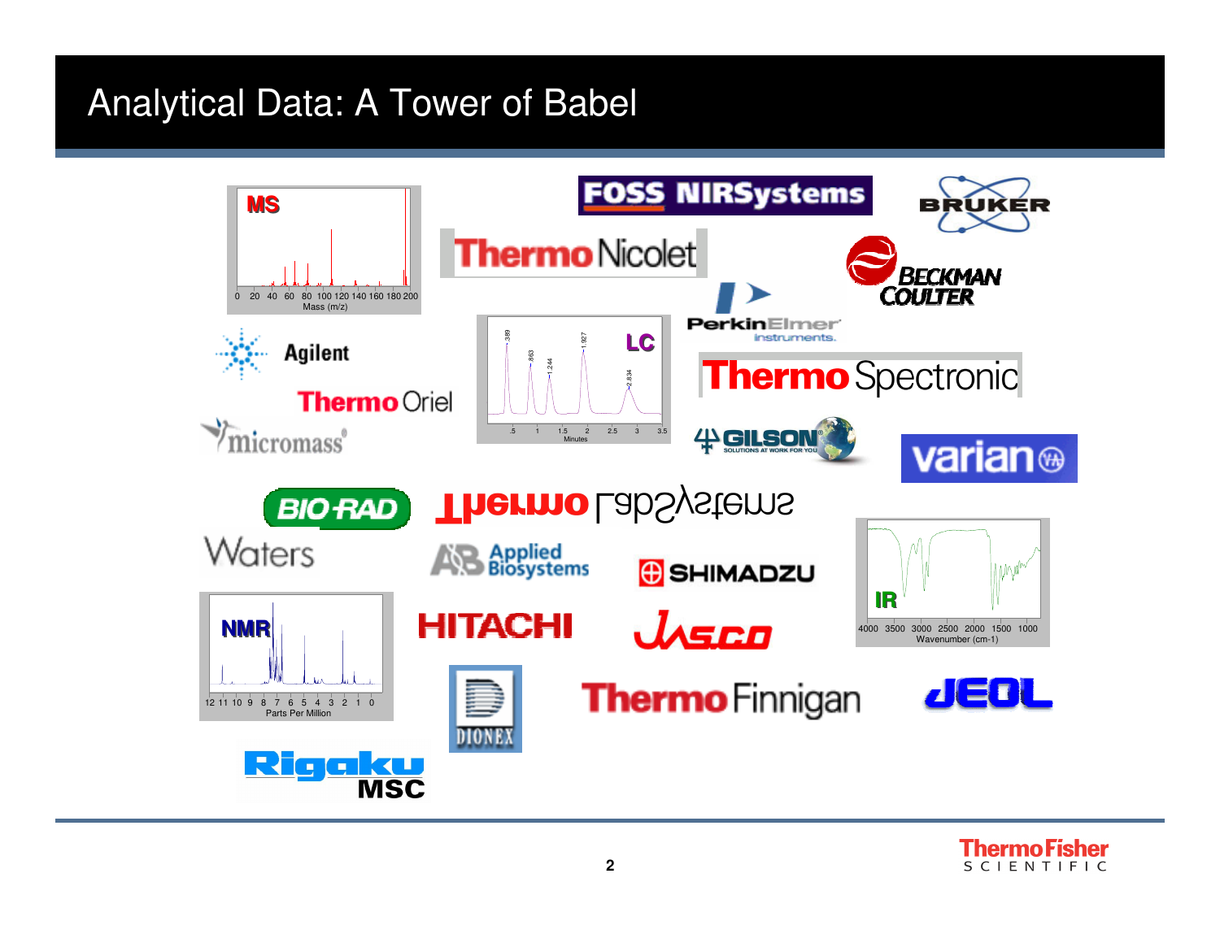# Analytical Data: A Tower of Babel

MS

0 20 40 60 80 100 120 140 160 180 200
Mass (m/z)

LC

.5 1 1.5 2 2.5 3 3.5
Minutes

IR

4000 3500 3000 2500 2000 1500 1000
Wavenumber (cm-1)

NMR

12 11 10 9 8 7 6 5 4 3 2 1 0
Parts Per Million

FOSS NIRSystems, Bruker, Thermo Nicolet, Beckman Coulter, PerkinElmer instruments, Agilent, Thermo Spectronic, Thermo Oriel, micromass, Gilson, varian, BIO-RAD, Thermo LabSystems, Waters, Applied Biosystems, Shimadzu, Hitachi, Jasco, Thermo Finnigan, JEOL, Dionex, Rigaku MSC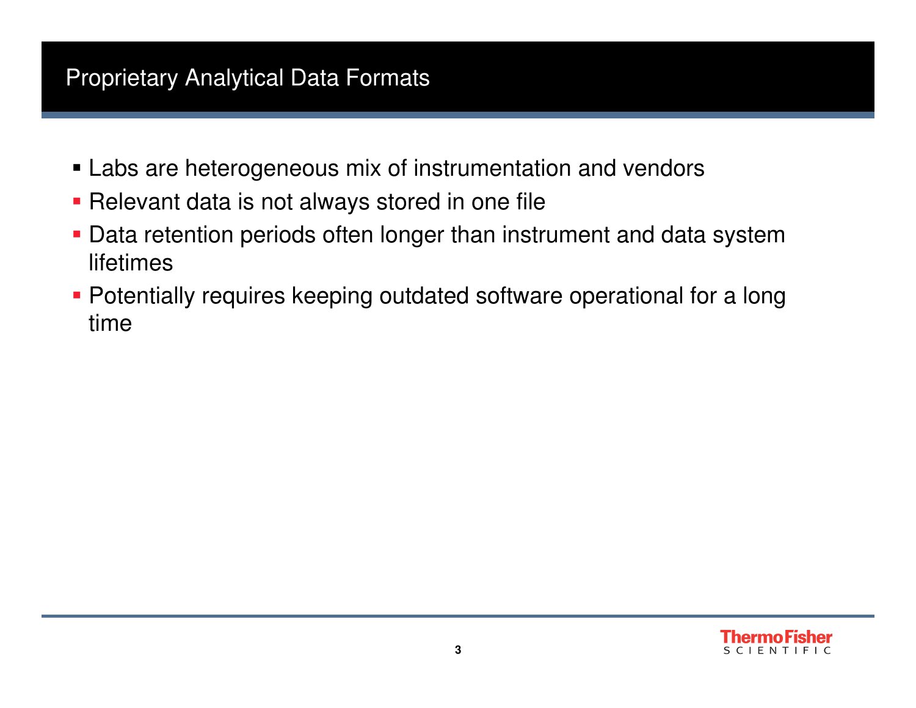# Proprietary Analytical Data Formats

- Labs are heterogeneous mix of instrumentation and vendors
- Relevant data is not always stored in one file
- Data retention periods often longer than instrument and data system lifetimes
- Potentially requires keeping outdated software operational for a long time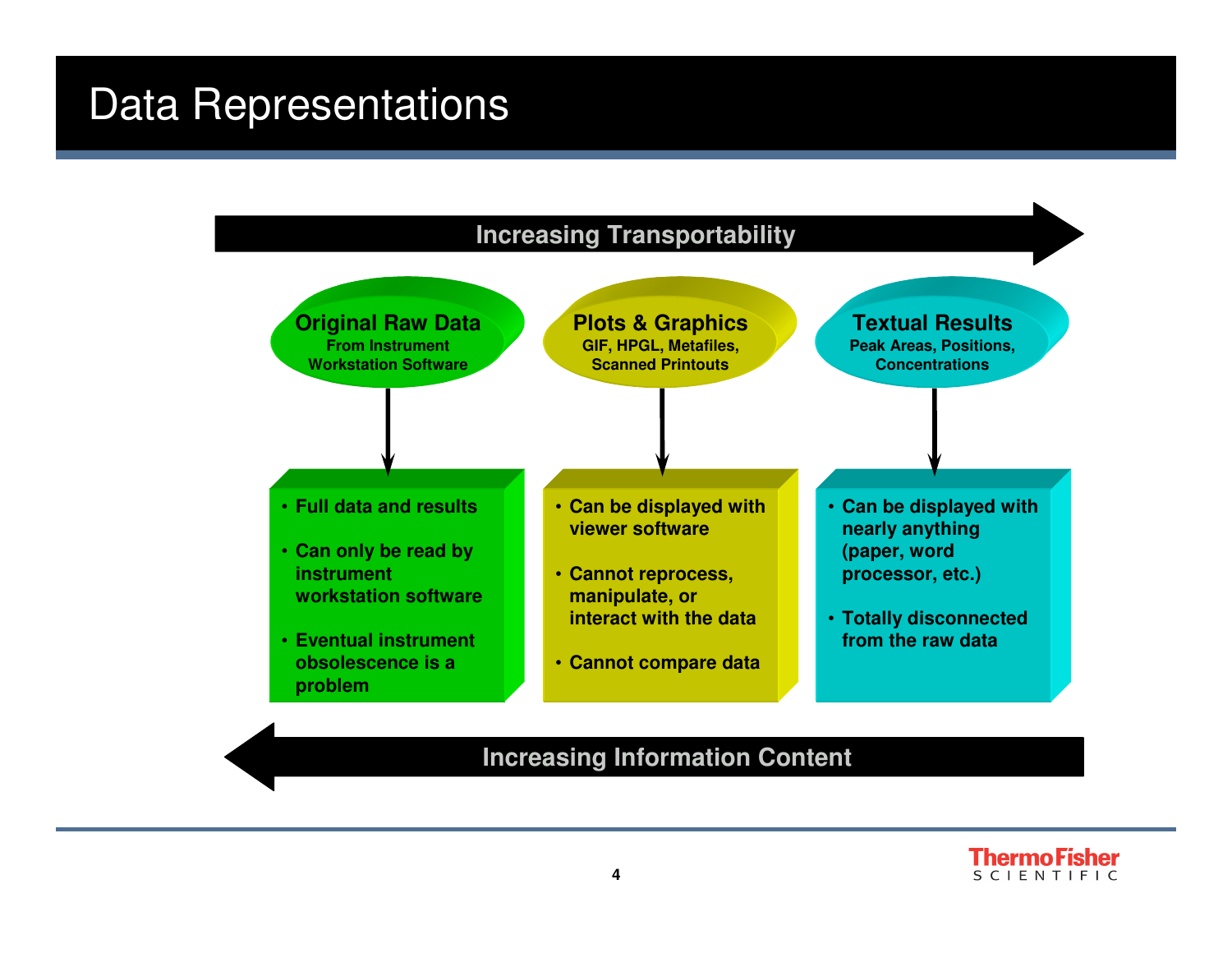# Data Representations

**Increasing Transportability** →

### Original Raw Data
From Instrument Workstation Software

- Full data and results
- Can only be read by instrument workstation software
- Eventual instrument obsolescence is a problem

### Plots & Graphics
GIF, HPGL, Metafiles, Scanned Printouts

- Can be displayed with viewer software
- Cannot reprocess, manipulate, or interact with the data
- Cannot compare data

### Textual Results
Peak Areas, Positions, Concentrations

- Can be displayed with nearly anything (paper, word processor, etc.)
- Totally disconnected from the raw data

← **Increasing Information Content**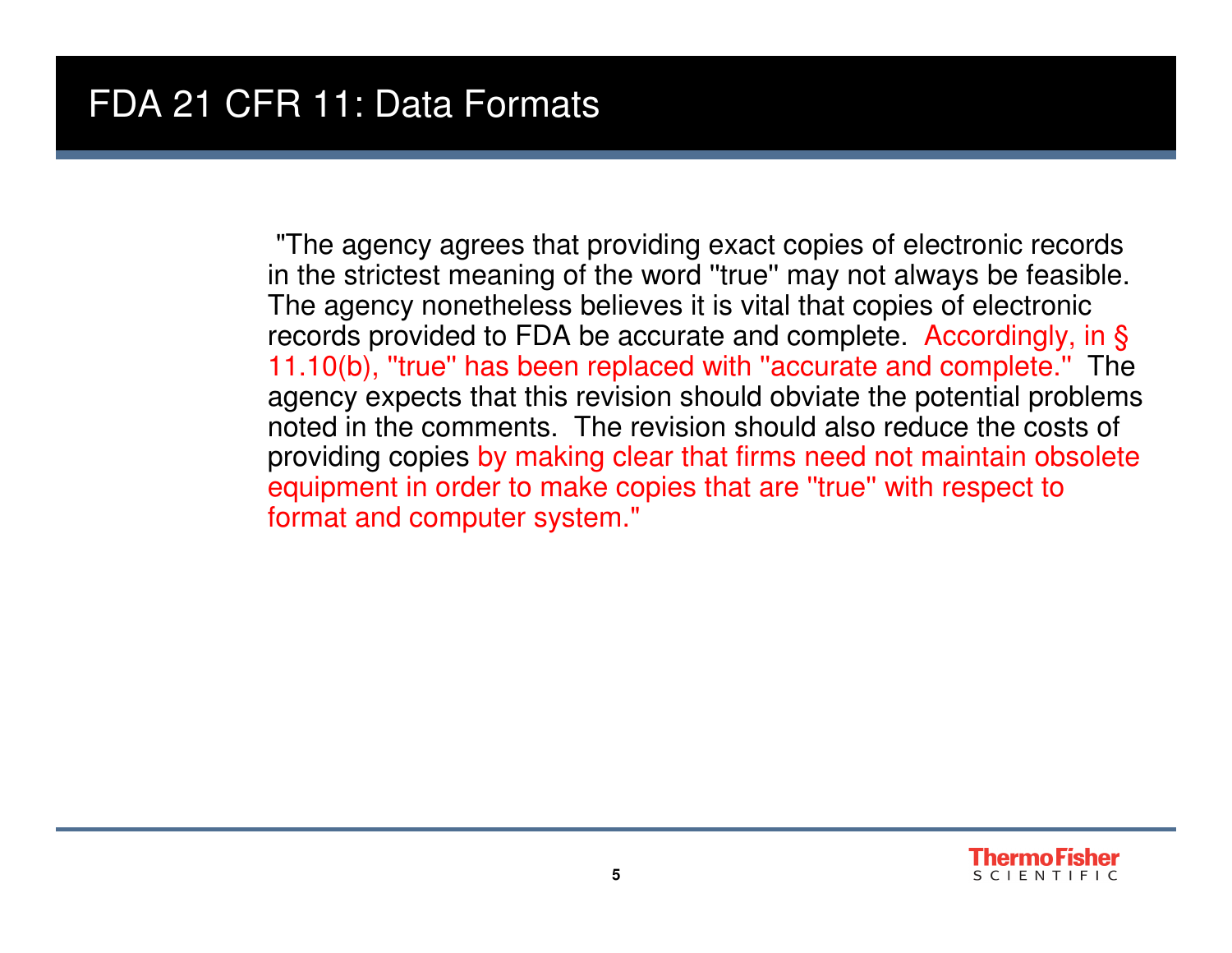# FDA 21 CFR 11: Data Formats

"The agency agrees that providing exact copies of electronic records in the strictest meaning of the word ''true'' may not always be feasible. The agency nonetheless believes it is vital that copies of electronic records provided to FDA be accurate and complete. Accordingly, in § 11.10(b), ''true'' has been replaced with ''accurate and complete.'' The agency expects that this revision should obviate the potential problems noted in the comments. The revision should also reduce the costs of providing copies by making clear that firms need not maintain obsolete equipment in order to make copies that are ''true'' with respect to format and computer system."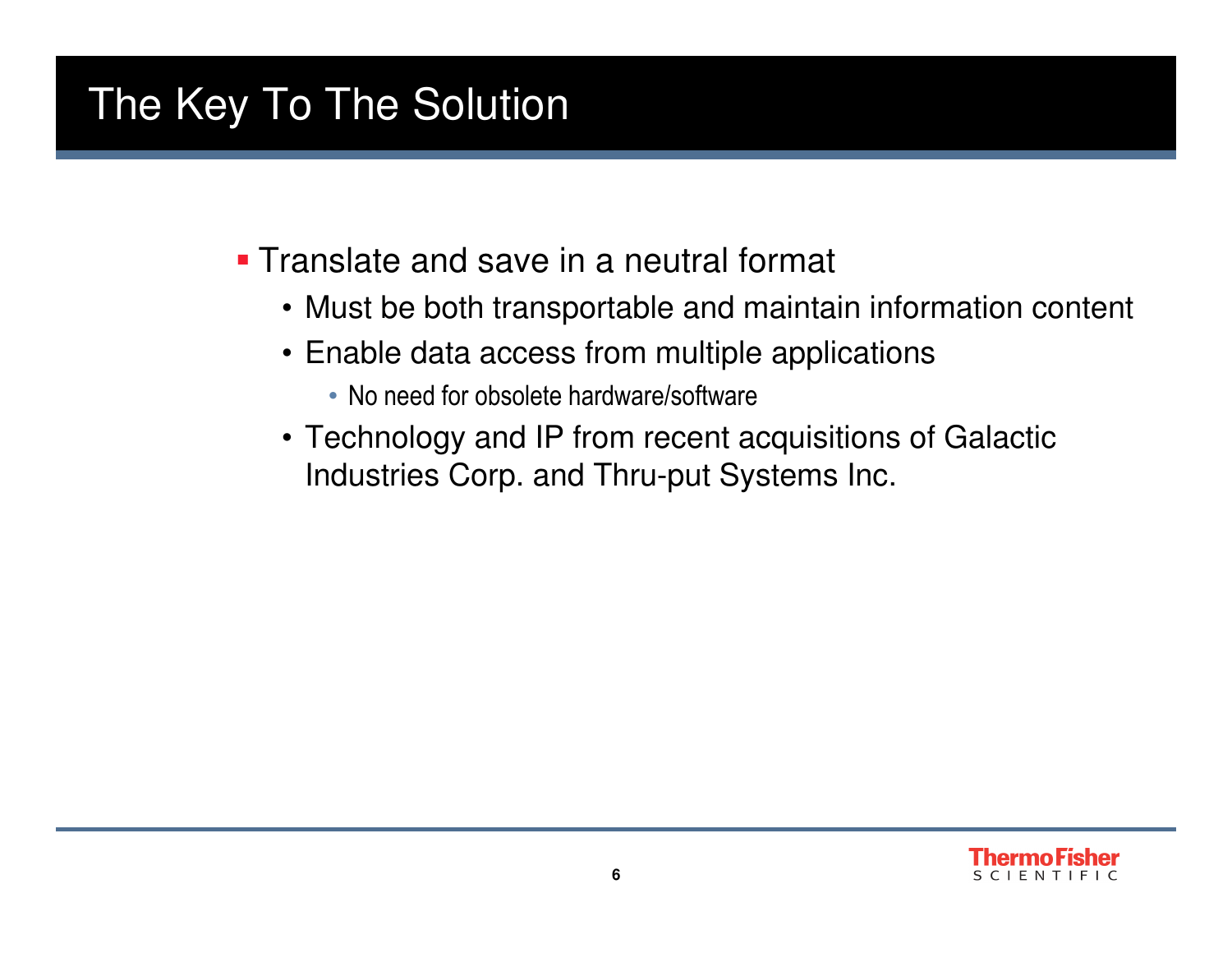# The Key To The Solution

- Translate and save in a neutral format
  - Must be both transportable and maintain information content
  - Enable data access from multiple applications
    - No need for obsolete hardware/software
  - Technology and IP from recent acquisitions of Galactic Industries Corp. and Thru-put Systems Inc.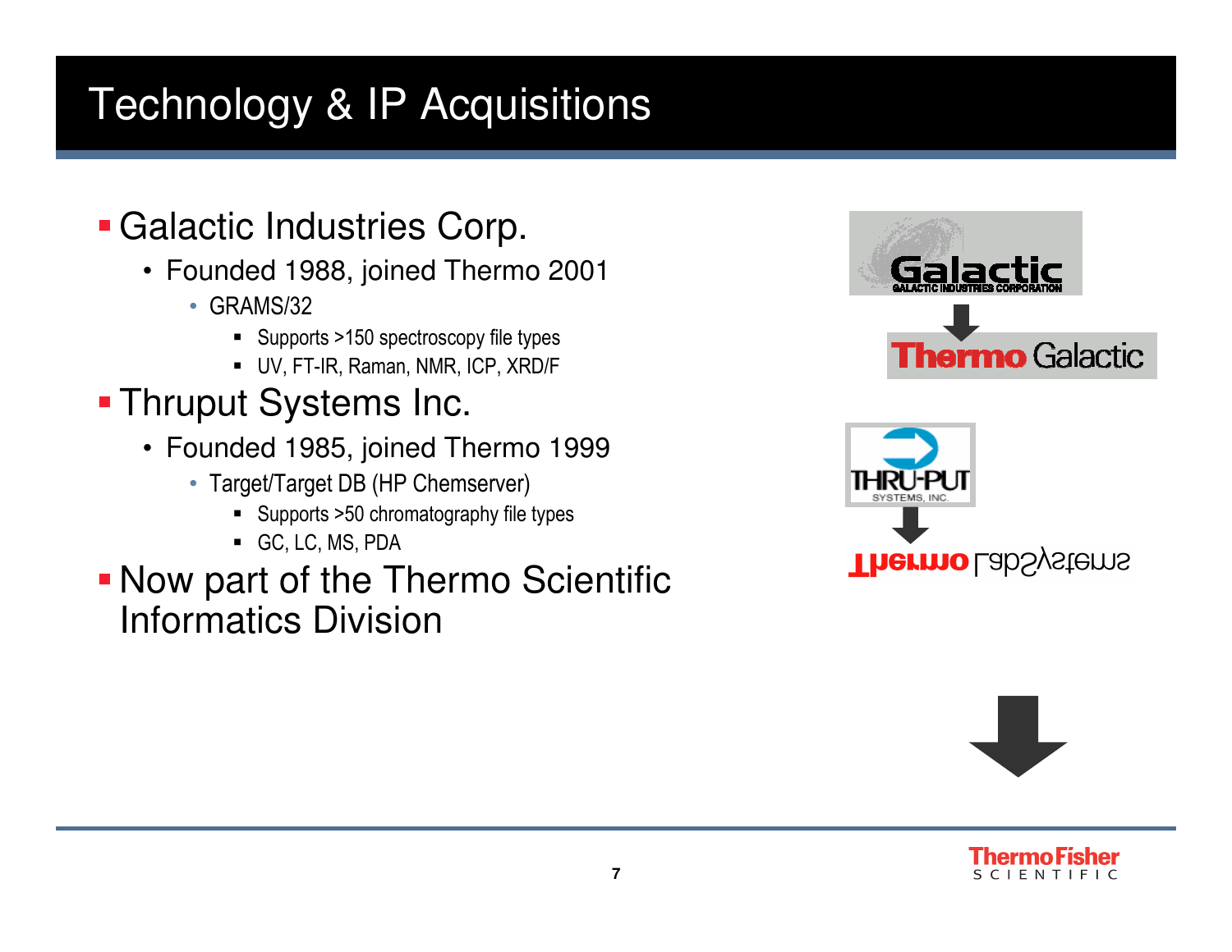# Technology & IP Acquisitions

- Galactic Industries Corp.
  - Founded 1988, joined Thermo 2001
    - GRAMS/32
      - Supports >150 spectroscopy file types
      - UV, FT-IR, Raman, NMR, ICP, XRD/F
- Thruput Systems Inc.
  - Founded 1985, joined Thermo 1999
    - Target/Target DB (HP Chemserver)
      - Supports >50 chromatography file types
      - GC, LC, MS, PDA
- Now part of the Thermo Scientific Informatics Division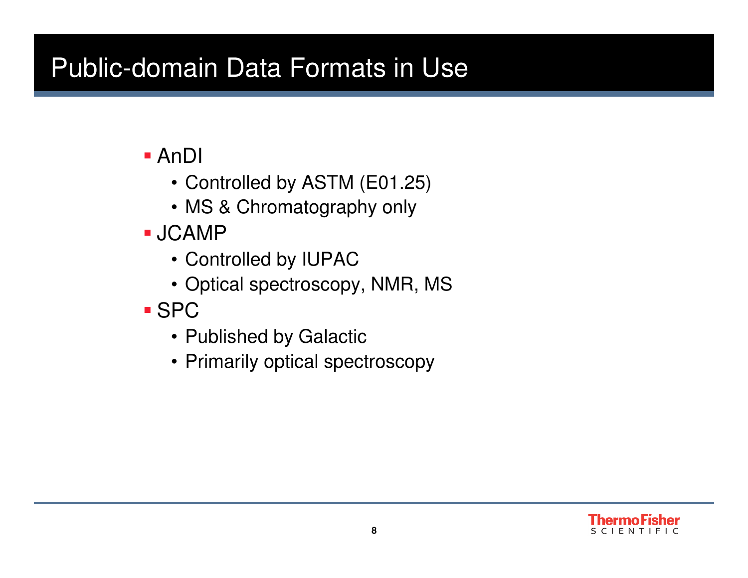# Public-domain Data Formats in Use

- AnDI
  - Controlled by ASTM (E01.25)
  - MS & Chromatography only
- JCAMP
  - Controlled by IUPAC
  - Optical spectroscopy, NMR, MS
- SPC
  - Published by Galactic
  - Primarily optical spectroscopy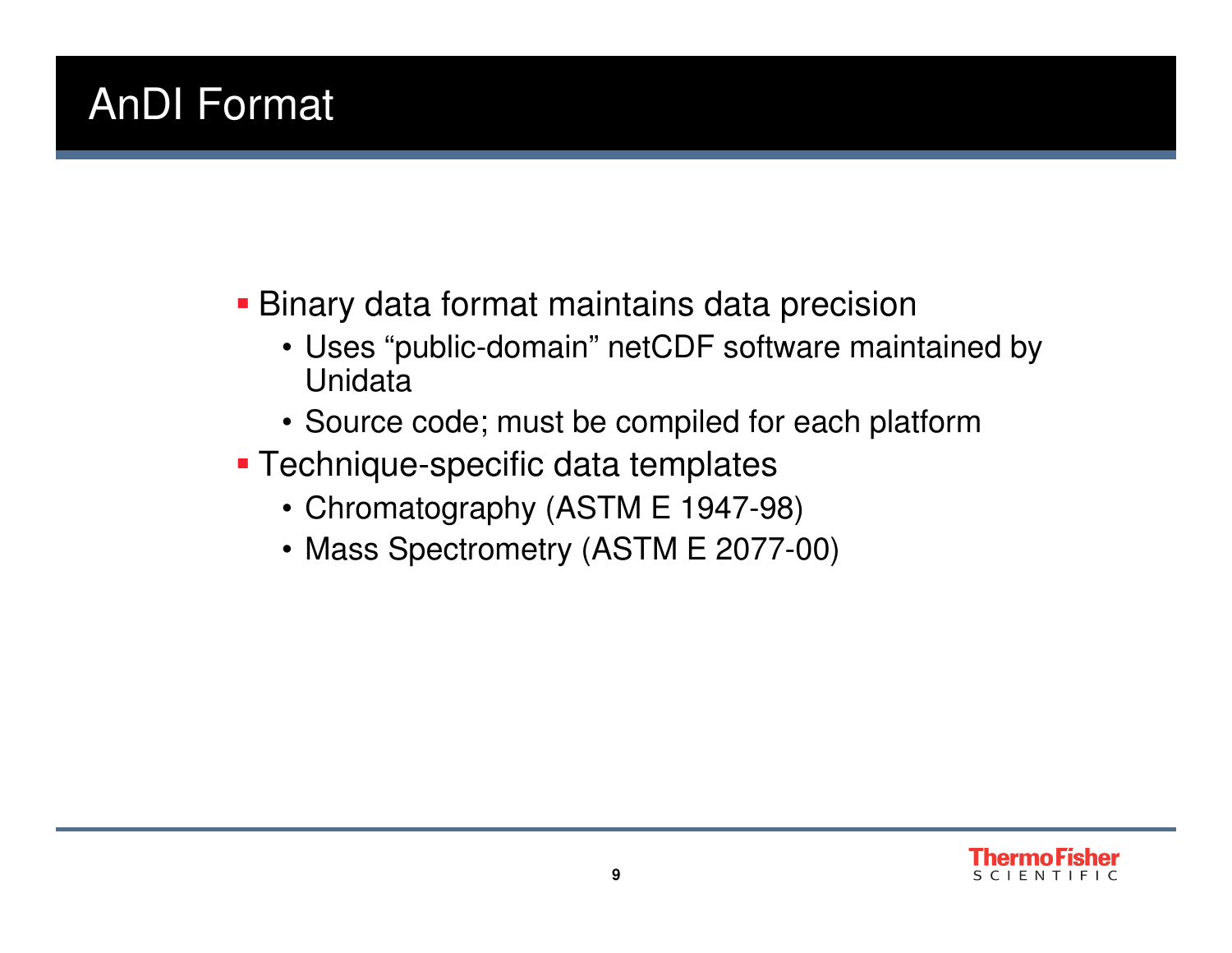# AnDI Format

- Binary data format maintains data precision
  - Uses “public-domain” netCDF software maintained by Unidata
  - Source code; must be compiled for each platform
- Technique-specific data templates
  - Chromatography (ASTM E 1947-98)
  - Mass Spectrometry (ASTM E 2077-00)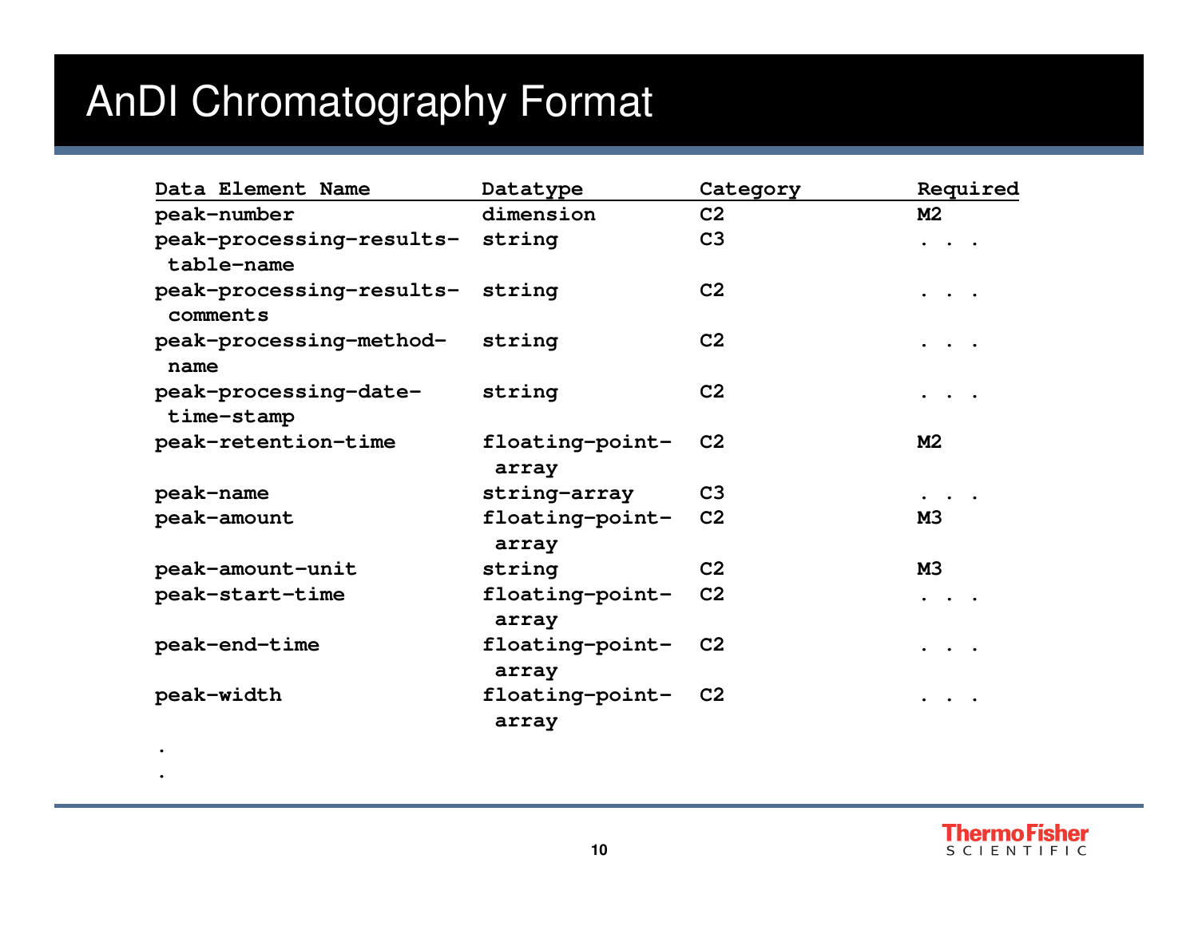# AnDI Chromatography Format

| Data Element Name | Datatype | Category | Required |
|---|---|---|---|
| peak-number | dimension | C2 | M2 |
| peak-processing-results-table-name | string | C3 | . . . |
| peak-processing-results-comments | string | C2 | . . . |
| peak-processing-method-name | string | C2 | . . . |
| peak-processing-date-time-stamp | string | C2 | . . . |
| peak-retention-time | floating-point-array | C2 | M2 |
| peak-name | string-array | C3 | . . . |
| peak-amount | floating-point-array | C2 | M3 |
| peak-amount-unit | string | C2 | M3 |
| peak-start-time | floating-point-array | C2 | . . . |
| peak-end-time | floating-point-array | C2 | . . . |
| peak-width | floating-point-array | C2 | . . . |

.

.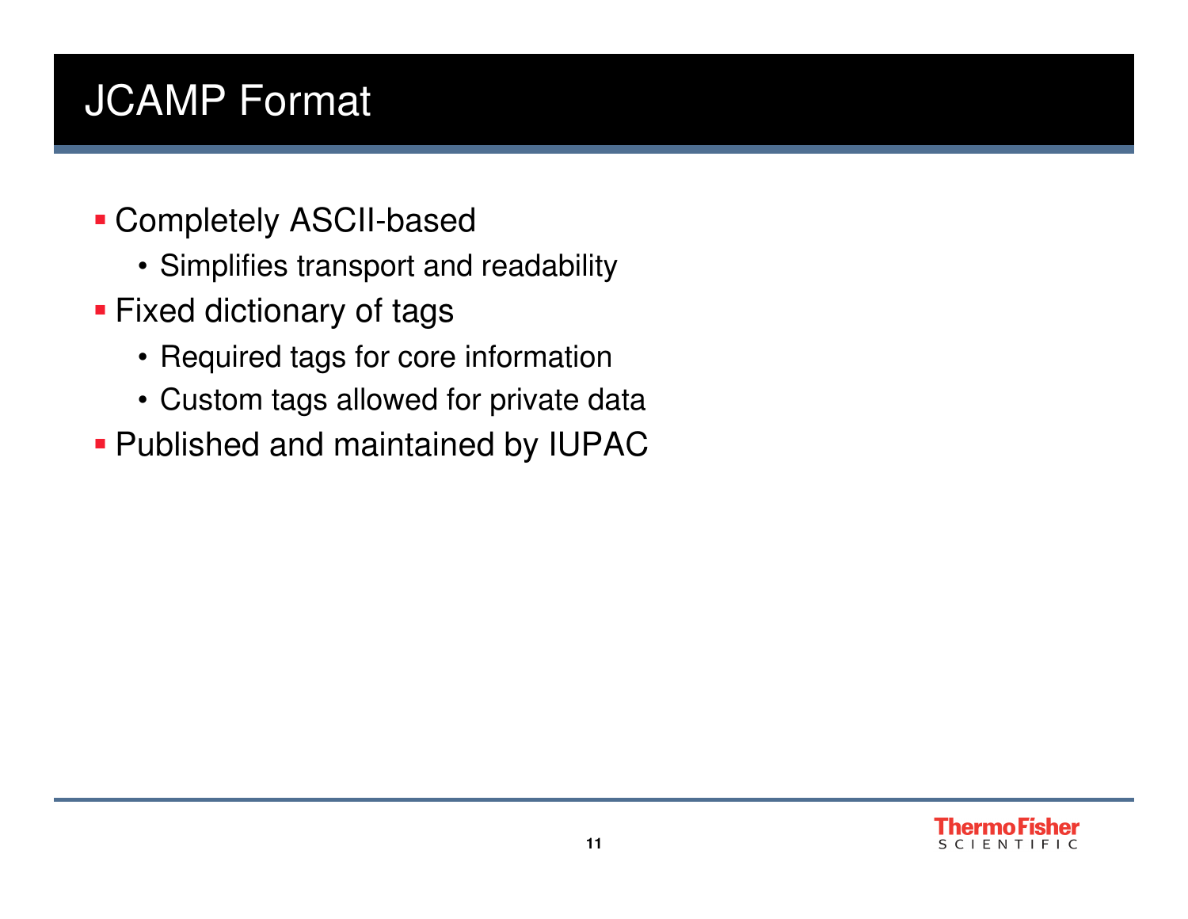# JCAMP Format

- Completely ASCII-based
  - Simplifies transport and readability
- Fixed dictionary of tags
  - Required tags for core information
  - Custom tags allowed for private data
- Published and maintained by IUPAC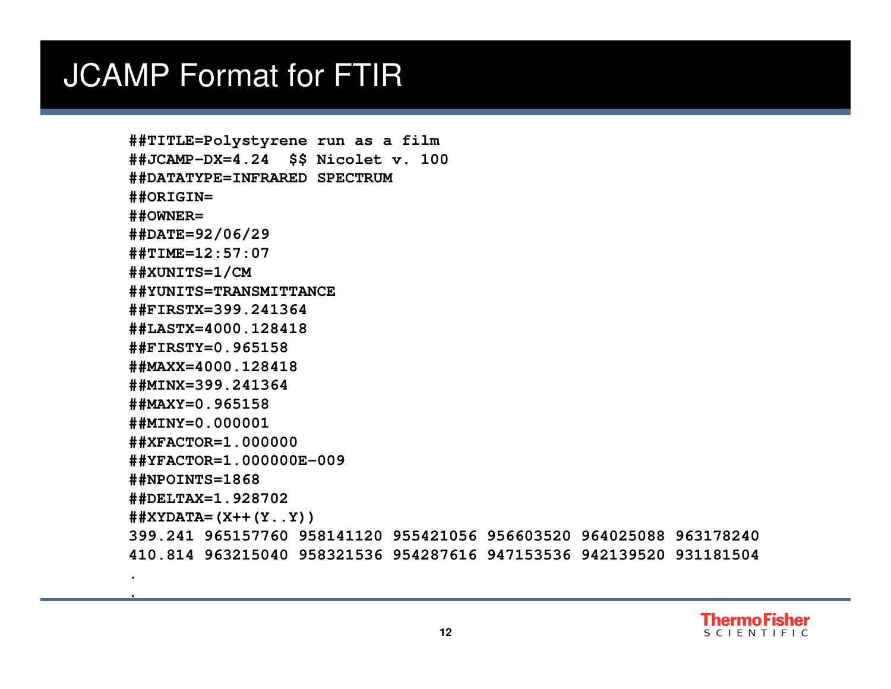# JCAMP Format for FTIR

```
##TITLE=Polystyrene run as a film
##JCAMP-DX=4.24  $$ Nicolet v. 100
##DATATYPE=INFRARED SPECTRUM
##ORIGIN=
##OWNER=
##DATE=92/06/29
##TIME=12:57:07
##XUNITS=1/CM
##YUNITS=TRANSMITTANCE
##FIRSTX=399.241364
##LASTX=4000.128418
##FIRSTY=0.965158
##MAXX=4000.128418
##MINX=399.241364
##MAXY=0.965158
##MINY=0.000001
##XFACTOR=1.000000
##YFACTOR=1.000000E-009
##NPOINTS=1868
##DELTAX=1.928702
##XYDATA=(X++(Y..Y))
399.241 965157760 958141120 955421056 956603520 964025088 963178240
410.814 963215040 958321536 954287616 947153536 942139520 931181504
.
.
```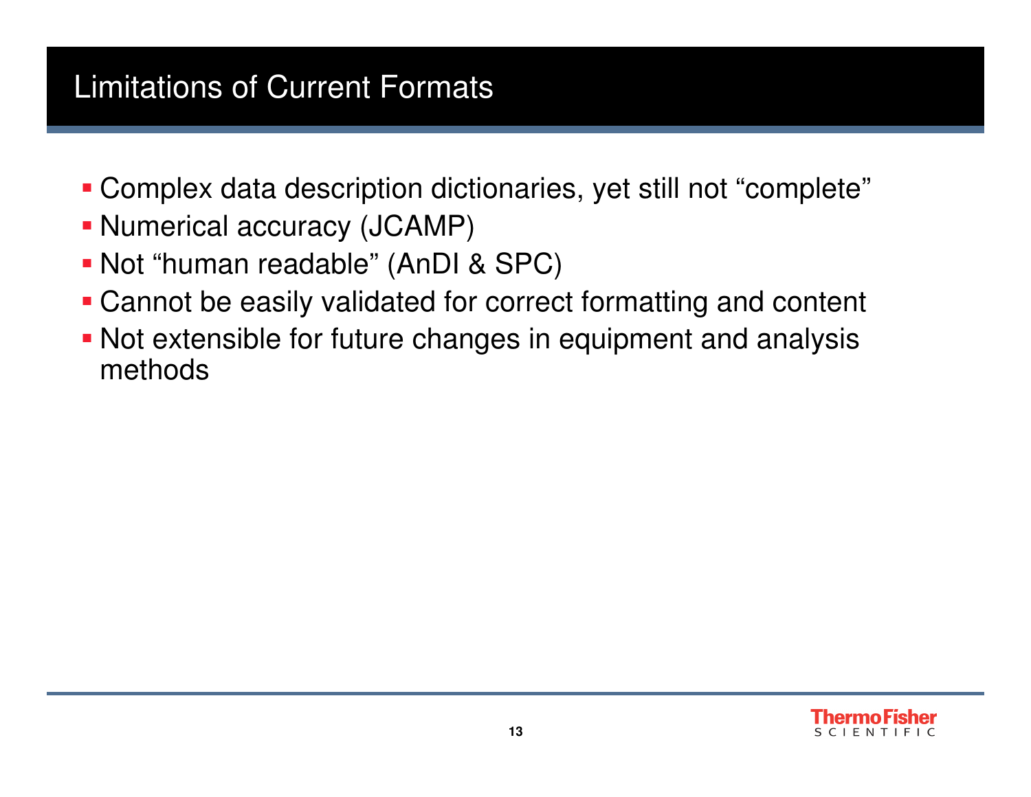# Limitations of Current Formats

- Complex data description dictionaries, yet still not "complete"
- Numerical accuracy (JCAMP)
- Not "human readable" (AnDI & SPC)
- Cannot be easily validated for correct formatting and content
- Not extensible for future changes in equipment and analysis methods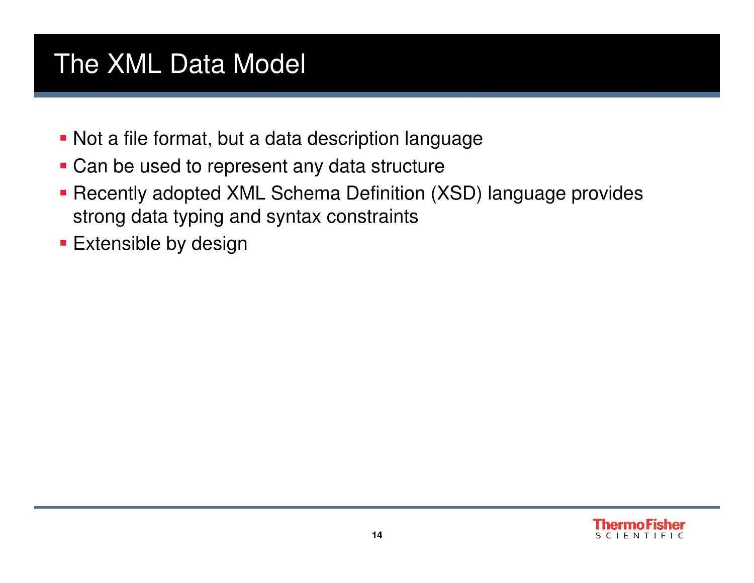# The XML Data Model

- Not a file format, but a data description language
- Can be used to represent any data structure
- Recently adopted XML Schema Definition (XSD) language provides strong data typing and syntax constraints
- Extensible by design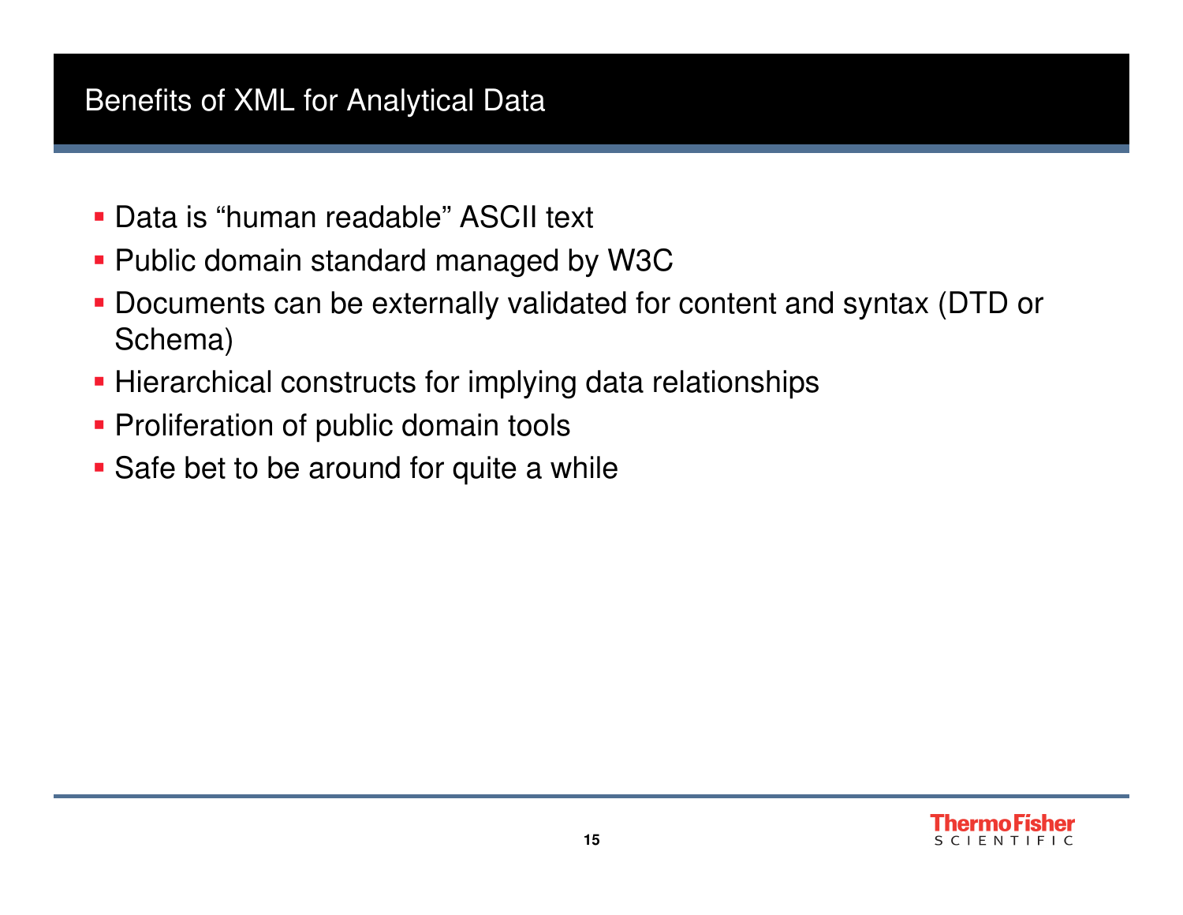# Benefits of XML for Analytical Data

- Data is "human readable" ASCII text
- Public domain standard managed by W3C
- Documents can be externally validated for content and syntax (DTD or Schema)
- Hierarchical constructs for implying data relationships
- Proliferation of public domain tools
- Safe bet to be around for quite a while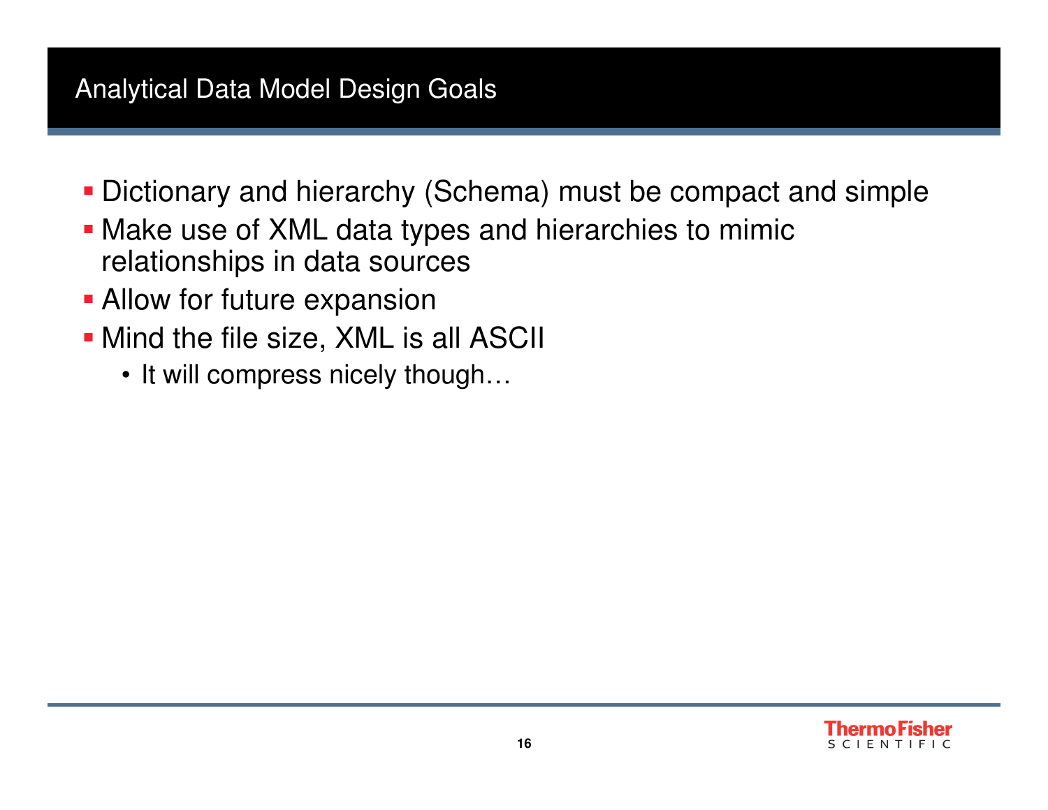# Analytical Data Model Design Goals

- Dictionary and hierarchy (Schema) must be compact and simple
- Make use of XML data types and hierarchies to mimic relationships in data sources
- Allow for future expansion
- Mind the file size, XML is all ASCII
  - It will compress nicely though…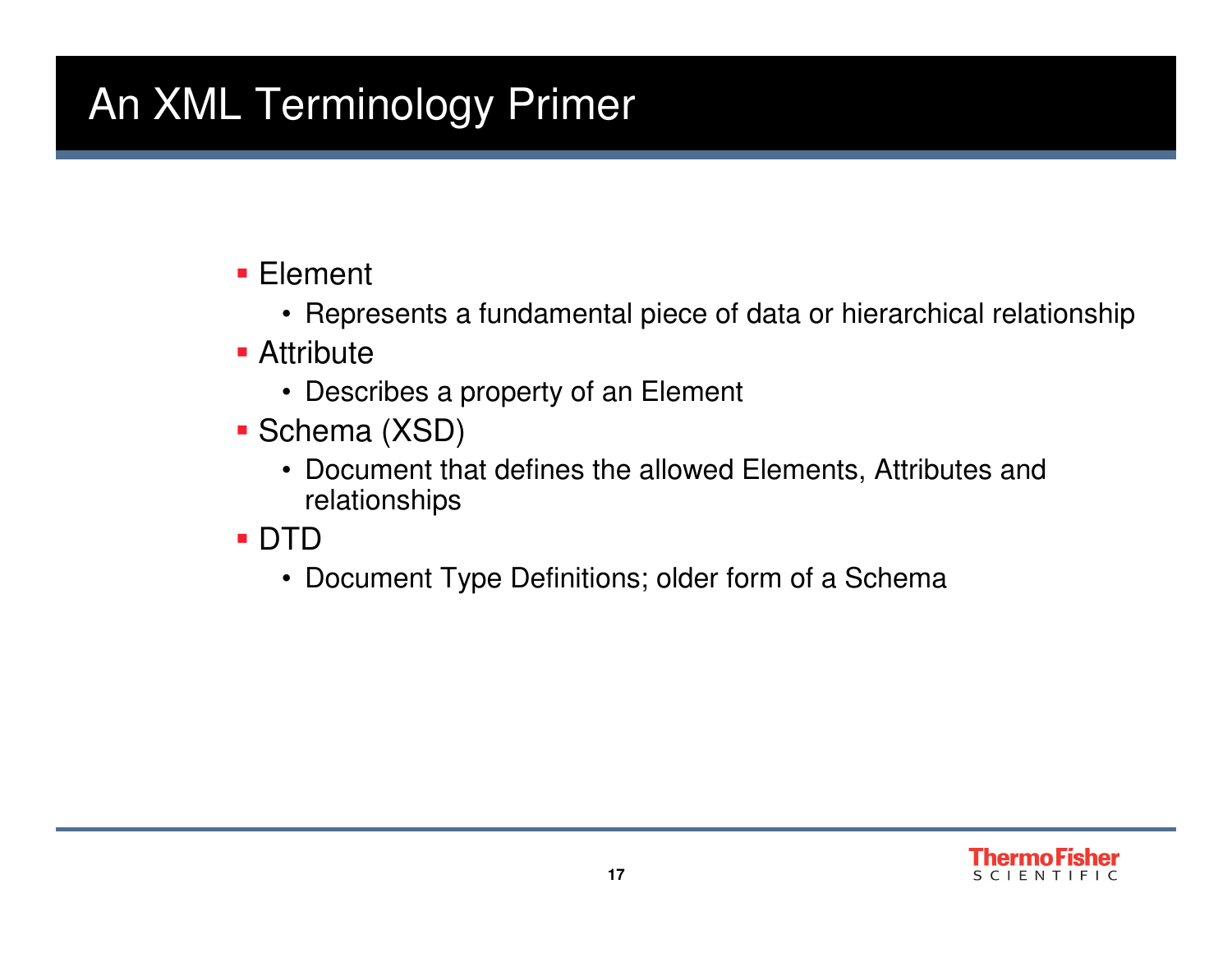# An XML Terminology Primer

- Element
  - Represents a fundamental piece of data or hierarchical relationship
- Attribute
  - Describes a property of an Element
- Schema (XSD)
  - Document that defines the allowed Elements, Attributes and relationships
- DTD
  - Document Type Definitions; older form of a Schema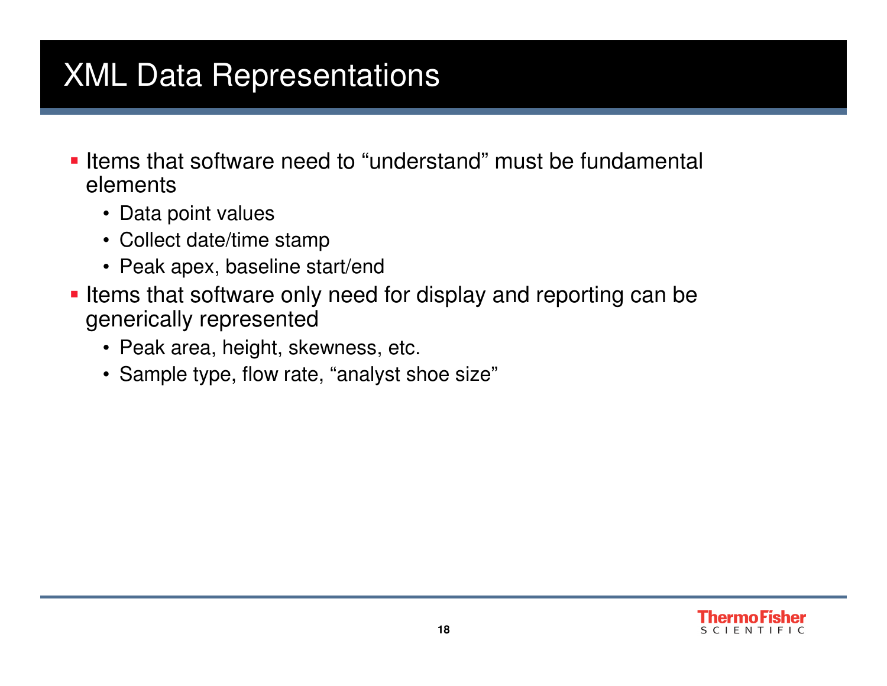# XML Data Representations

- Items that software need to "understand" must be fundamental elements
  - Data point values
  - Collect date/time stamp
  - Peak apex, baseline start/end
- Items that software only need for display and reporting can be generically represented
  - Peak area, height, skewness, etc.
  - Sample type, flow rate, "analyst shoe size"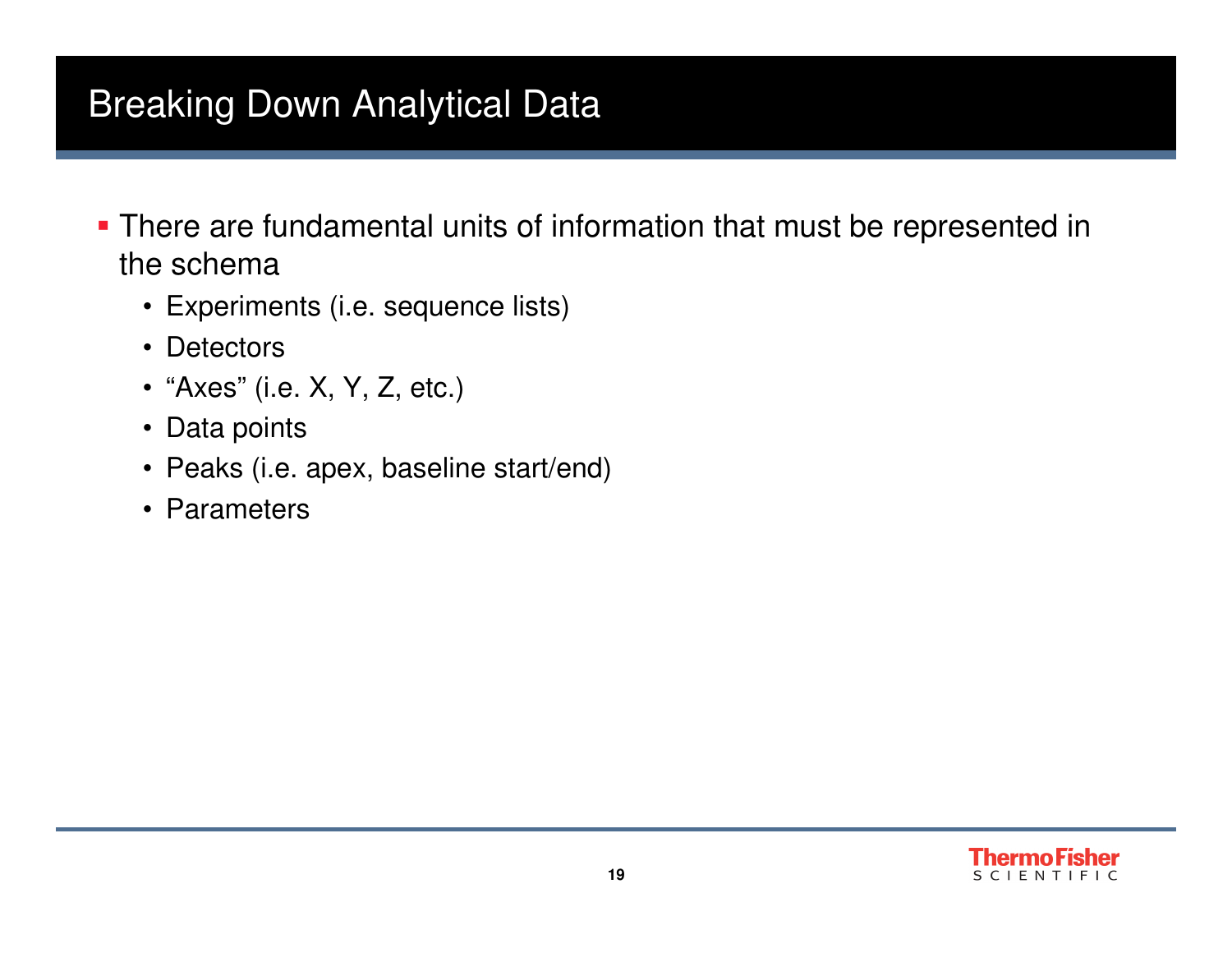# Breaking Down Analytical Data

- There are fundamental units of information that must be represented in the schema
  - Experiments (i.e. sequence lists)
  - Detectors
  - “Axes” (i.e. X, Y, Z, etc.)
  - Data points
  - Peaks (i.e. apex, baseline start/end)
  - Parameters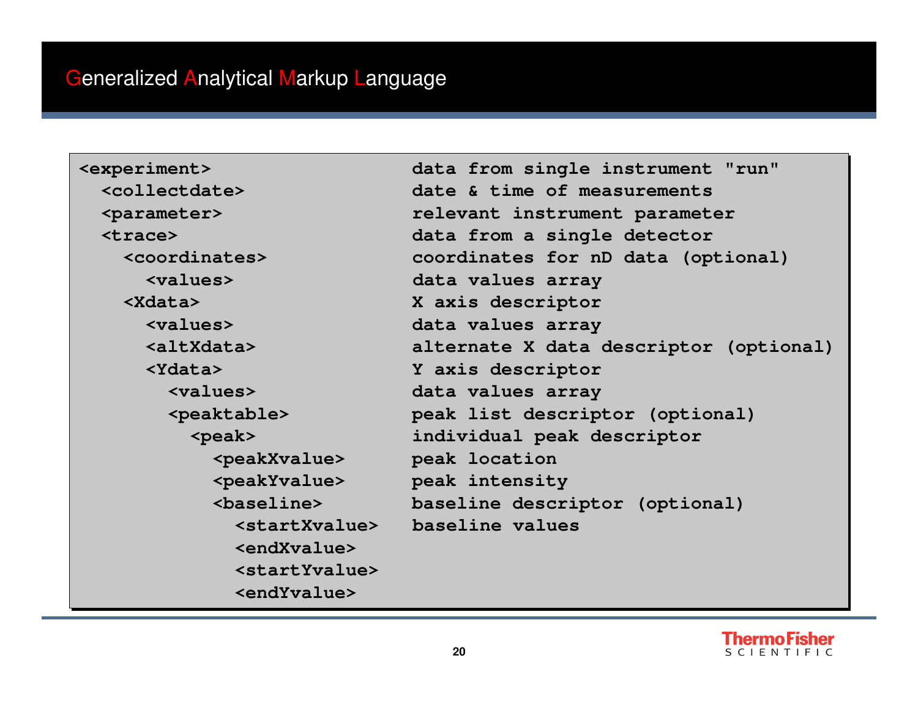# Generalized Analytical Markup Language

```
<experiment>                    data from single instrument "run"
  <collectdate>                 date & time of measurements
  <parameter>                   relevant instrument parameter
  <trace>                       data from a single detector
    <coordinates>               coordinates for nD data (optional)
      <values>                  data values array
    <Xdata>                     X axis descriptor
      <values>                  data values array
      <altXdata>                alternate X data descriptor (optional)
      <Ydata>                   Y axis descriptor
        <values>                data values array
        <peaktable>             peak list descriptor (optional)
          <peak>                individual peak descriptor
            <peakXvalue>        peak location
            <peakYvalue>        peak intensity
            <baseline>          baseline descriptor (optional)
              <startXvalue>     baseline values
              <endXvalue>
              <startYvalue>
              <endYvalue>
```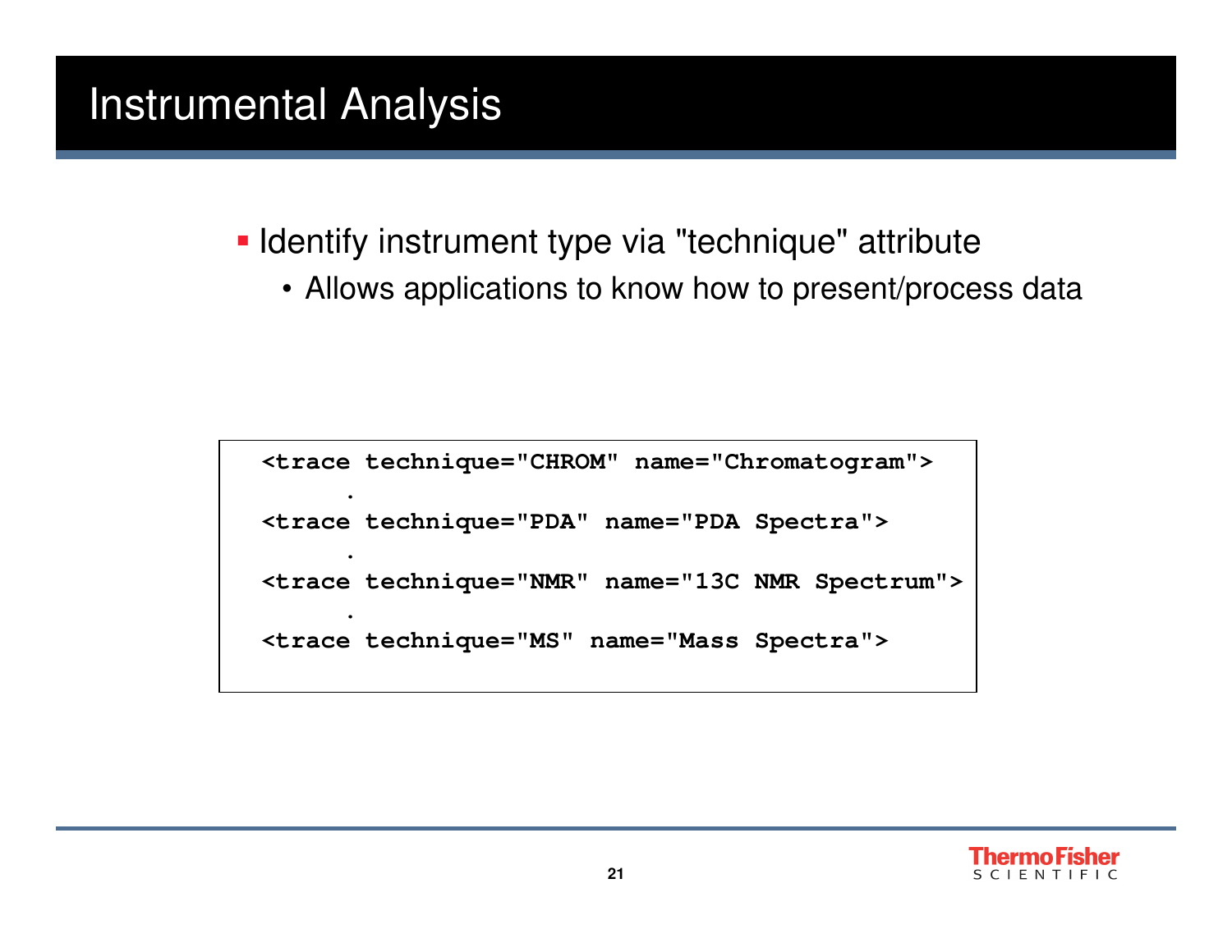# Instrumental Analysis

- Identify instrument type via "technique" attribute
  - Allows applications to know how to present/process data

```
<trace technique="CHROM" name="Chromatogram">
      .
<trace technique="PDA" name="PDA Spectra">
      .
<trace technique="NMR" name="13C NMR Spectrum">
      .
<trace technique="MS" name="Mass Spectra">
```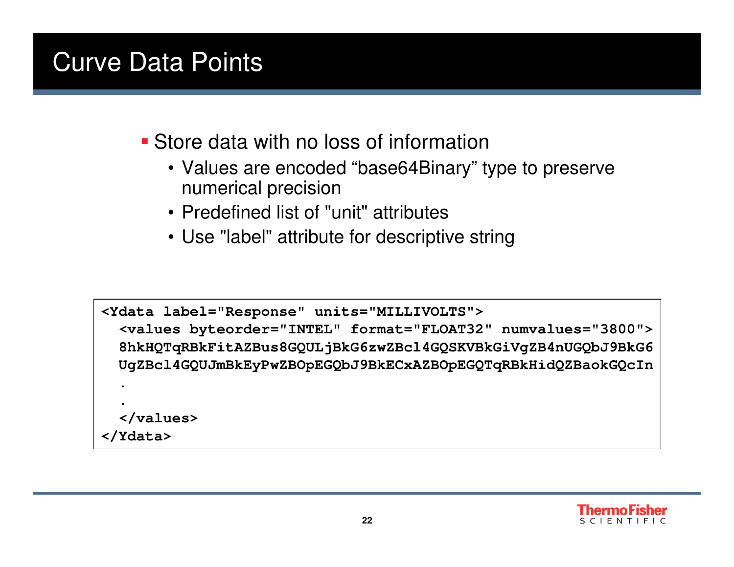# Curve Data Points

- Store data with no loss of information
  - Values are encoded “base64Binary” type to preserve numerical precision
  - Predefined list of "unit" attributes
  - Use "label" attribute for descriptive string

```
<Ydata label="Response" units="MILLIVOLTS">
  <values byteorder="INTEL" format="FLOAT32" numvalues="3800">
  8hkHQTqRBkFitAZBus8GQULjBkG6zwZBcl4GQSKVBkGiVgZB4nUGQbJ9BkG6
  UgZBcl4GQUJmBkEyPwZBOpEGQbJ9BkECxAZBOpEGQTqRBkHidQZBaokGQcIn
  .
  .
  </values>
</Ydata>
```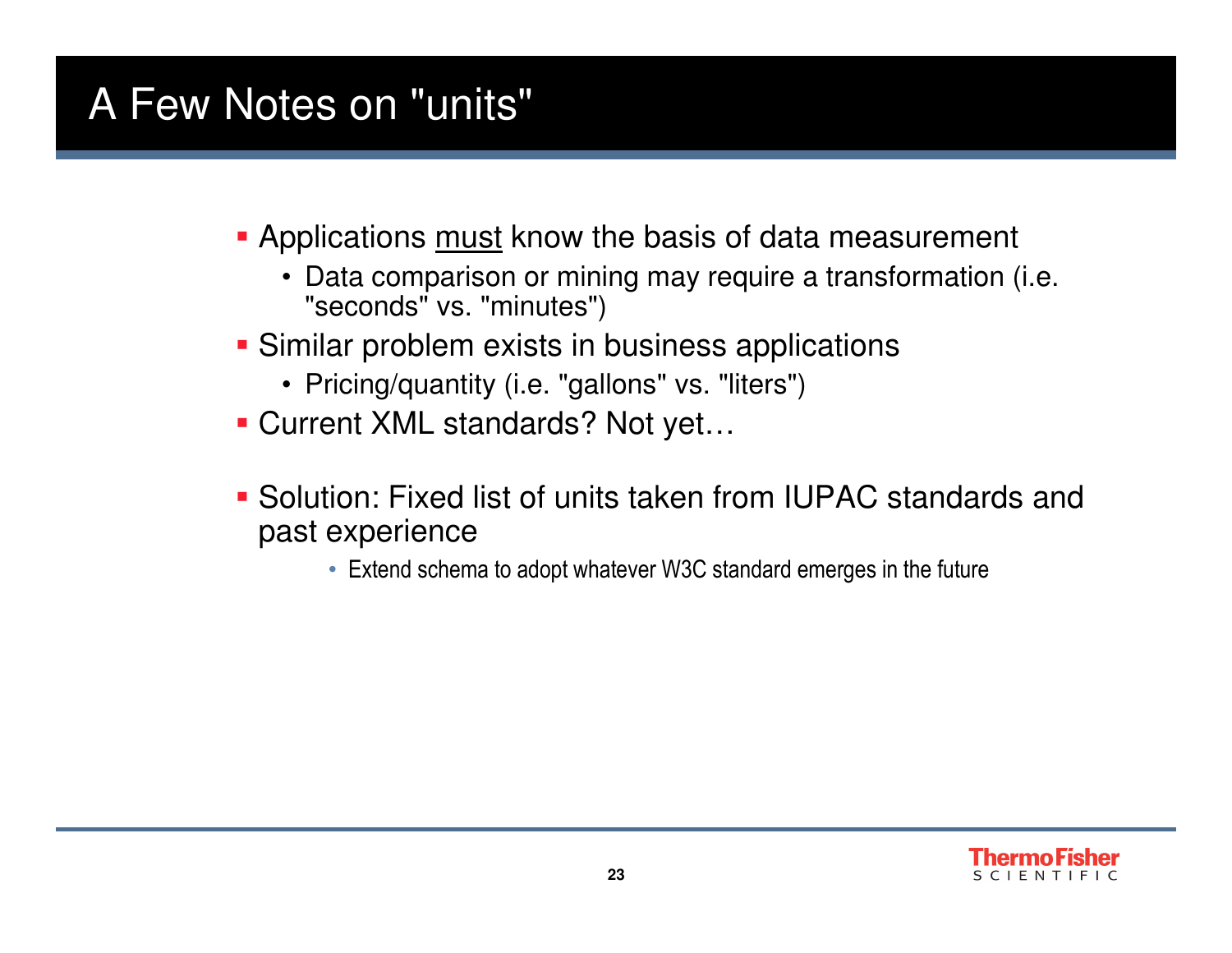# A Few Notes on "units"

- Applications <u>must</u> know the basis of data measurement
  - Data comparison or mining may require a transformation (i.e. "seconds" vs. "minutes")
- Similar problem exists in business applications
  - Pricing/quantity (i.e. "gallons" vs. "liters")
- Current XML standards? Not yet…

- Solution: Fixed list of units taken from IUPAC standards and past experience
  - Extend schema to adopt whatever W3C standard emerges in the future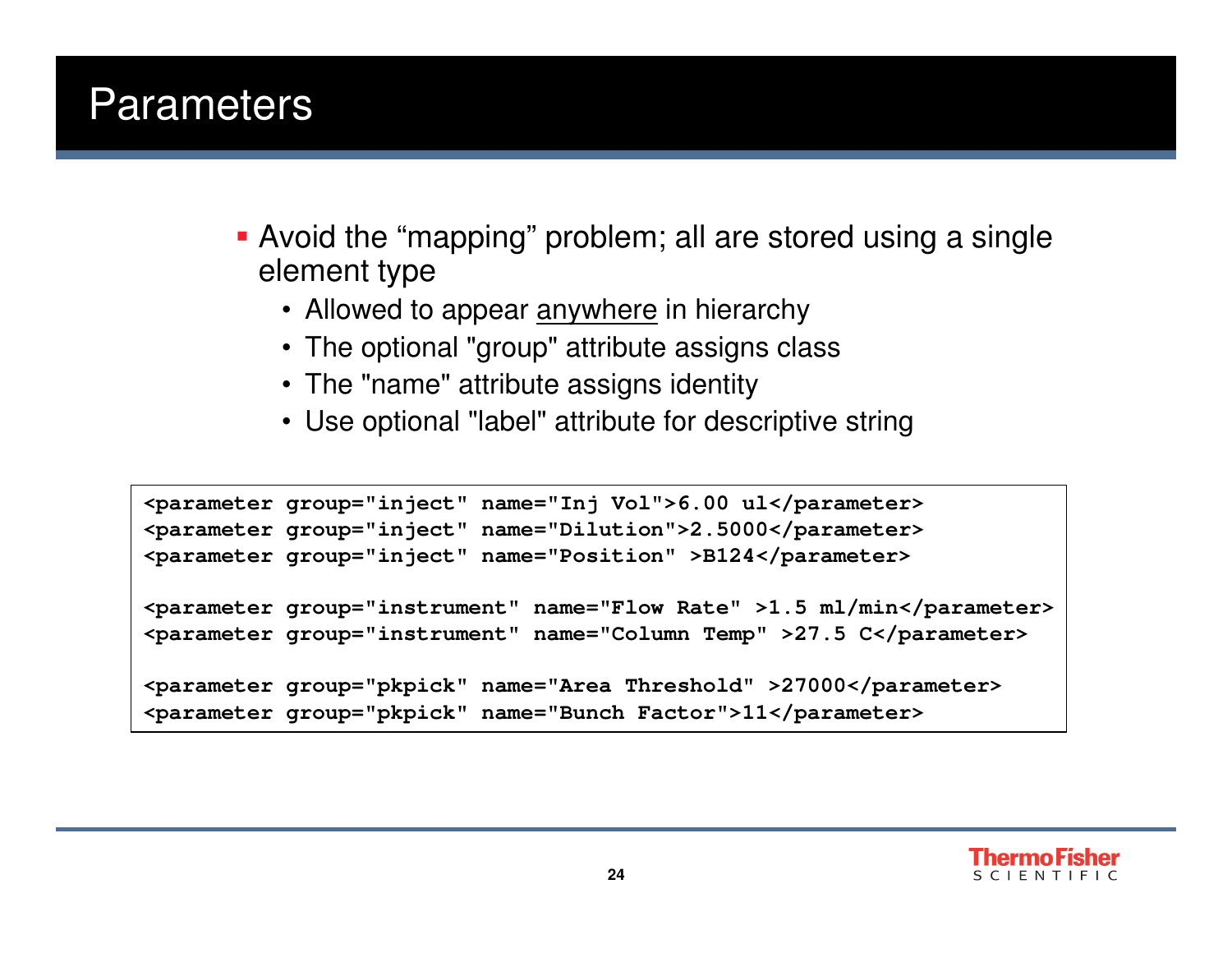# Parameters

- Avoid the “mapping” problem; all are stored using a single element type
  - Allowed to appear <u>anywhere</u> in hierarchy
  - The optional "group" attribute assigns class
  - The "name" attribute assigns identity
  - Use optional "label" attribute for descriptive string

```
<parameter group="inject" name="Inj Vol">6.00 ul</parameter>
<parameter group="inject" name="Dilution">2.5000</parameter>
<parameter group="inject" name="Position" >B124</parameter>

<parameter group="instrument" name="Flow Rate" >1.5 ml/min</parameter>
<parameter group="instrument" name="Column Temp" >27.5 C</parameter>

<parameter group="pkpick" name="Area Threshold" >27000</parameter>
<parameter group="pkpick" name="Bunch Factor">11</parameter>
```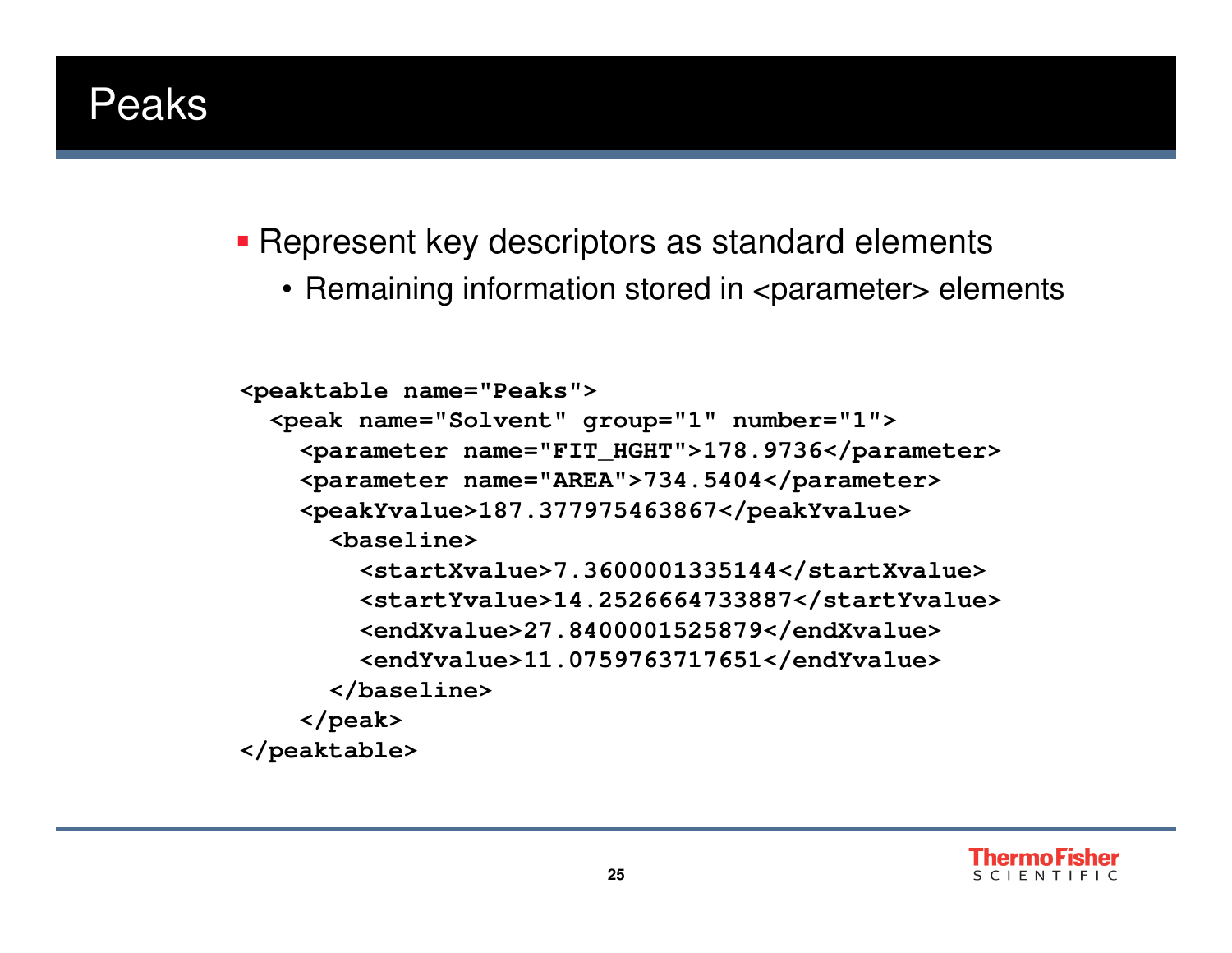# Peaks

- Represent key descriptors as standard elements
  - Remaining information stored in <parameter> elements

```
<peaktable name="Peaks">
  <peak name="Solvent" group="1" number="1">
    <parameter name="FIT_HGHT">178.9736</parameter>
    <parameter name="AREA">734.5404</parameter>
    <peakYvalue>187.377975463867</peakYvalue>
      <baseline>
        <startXvalue>7.3600001335144</startXvalue>
        <startYvalue>14.2526664733887</startYvalue>
        <endXvalue>27.8400001525879</endXvalue>
        <endYvalue>11.0759763717651</endYvalue>
      </baseline>
    </peak>
</peaktable>
```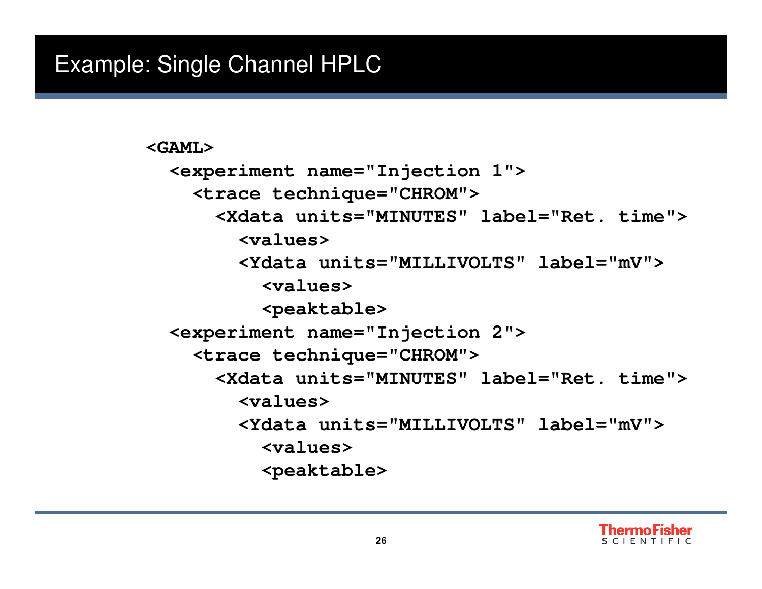# Example: Single Channel HPLC

```
<GAML>
  <experiment name="Injection 1">
    <trace technique="CHROM">
      <Xdata units="MINUTES" label="Ret. time">
        <values>
        <Ydata units="MILLIVOLTS" label="mV">
          <values>
          <peaktable>
  <experiment name="Injection 2">
    <trace technique="CHROM">
      <Xdata units="MINUTES" label="Ret. time">
        <values>
        <Ydata units="MILLIVOLTS" label="mV">
          <values>
          <peaktable>
```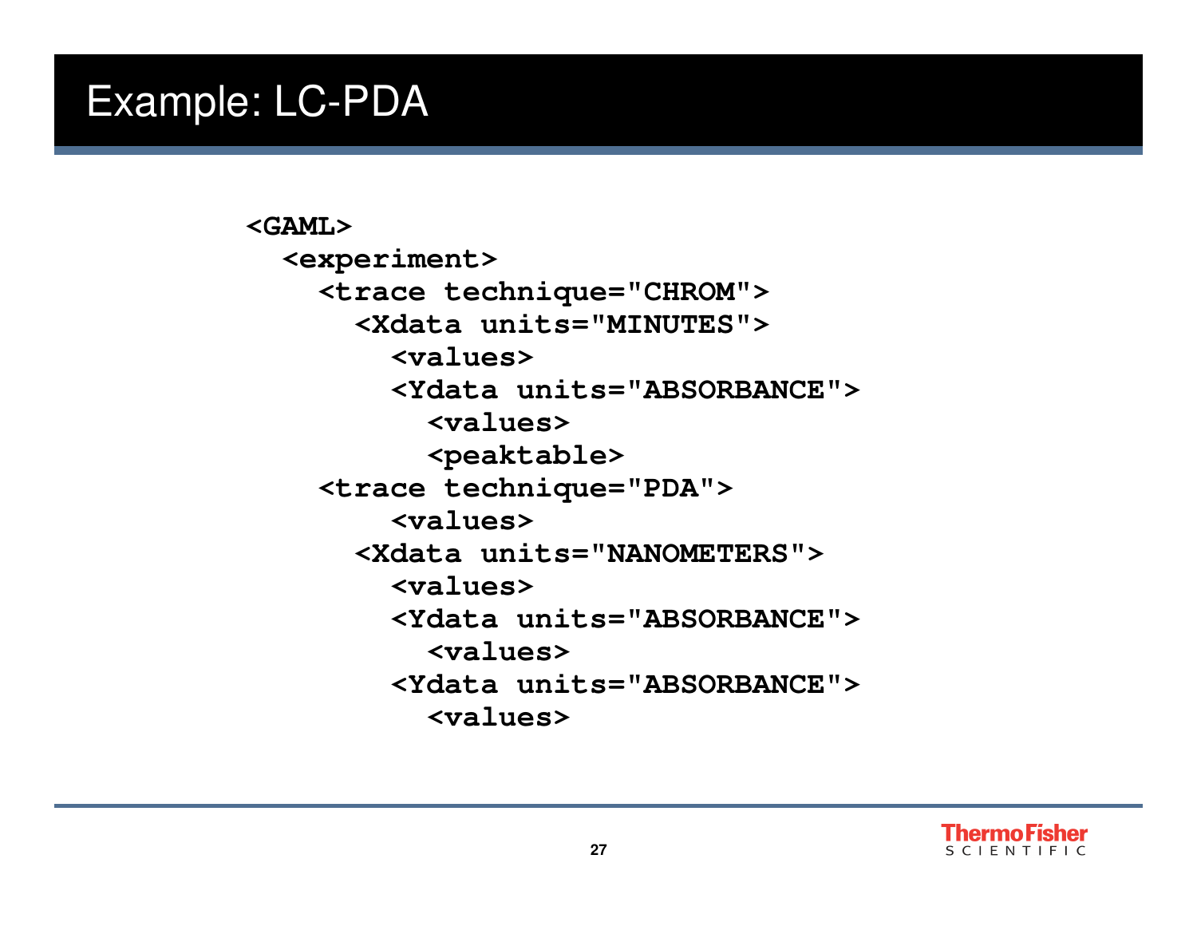# Example: LC-PDA

```
<GAML>
  <experiment>
    <trace technique="CHROM">
      <Xdata units="MINUTES">
        <values>
        <Ydata units="ABSORBANCE">
          <values>
          <peaktable>
    <trace technique="PDA">
        <values>
      <Xdata units="NANOMETERS">
        <values>
        <Ydata units="ABSORBANCE">
          <values>
        <Ydata units="ABSORBANCE">
          <values>
```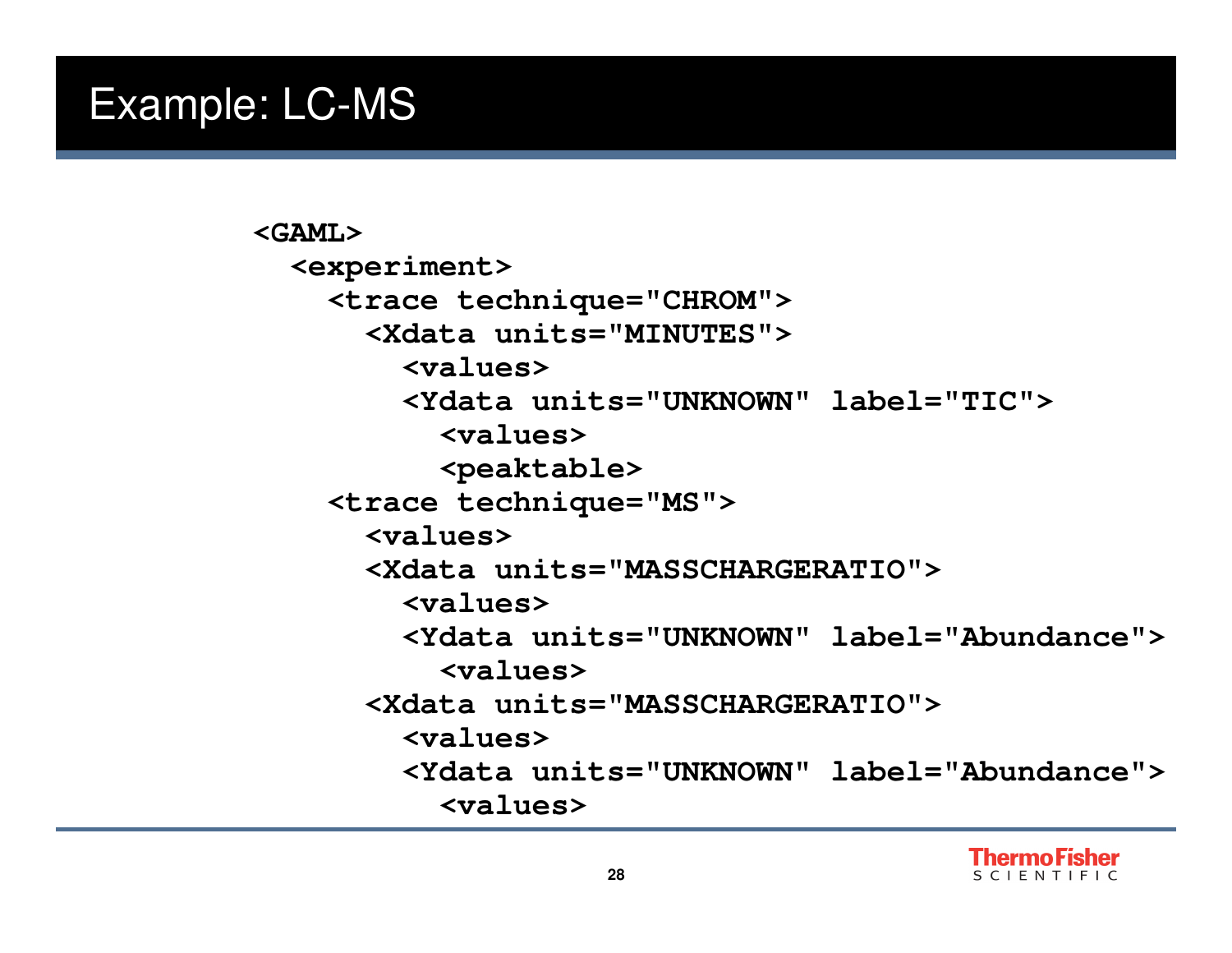# Example: LC-MS

```
<GAML>
  <experiment>
    <trace technique="CHROM">
      <Xdata units="MINUTES">
        <values>
        <Ydata units="UNKNOWN" label="TIC">
          <values>
          <peaktable>
    <trace technique="MS">
      <values>
      <Xdata units="MASSCHARGERATIO">
        <values>
        <Ydata units="UNKNOWN" label="Abundance">
          <values>
      <Xdata units="MASSCHARGERATIO">
        <values>
        <Ydata units="UNKNOWN" label="Abundance">
          <values>
```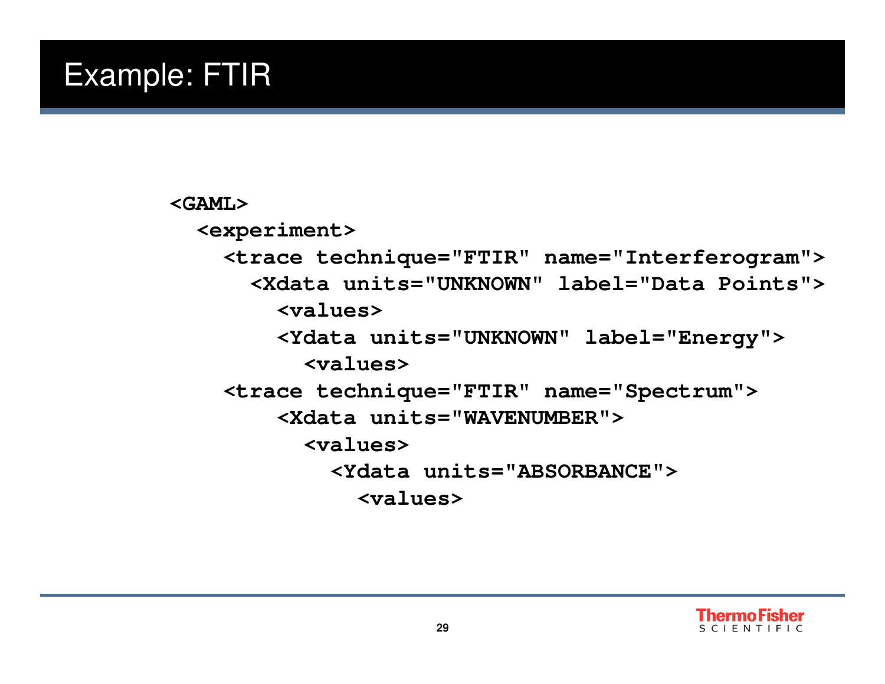# Example: FTIR

```
<GAML>
  <experiment>
    <trace technique="FTIR" name="Interferogram">
      <Xdata units="UNKNOWN" label="Data Points">
        <values>
        <Ydata units="UNKNOWN" label="Energy">
          <values>
    <trace technique="FTIR" name="Spectrum">
        <Xdata units="WAVENUMBER">
          <values>
            <Ydata units="ABSORBANCE">
              <values>
```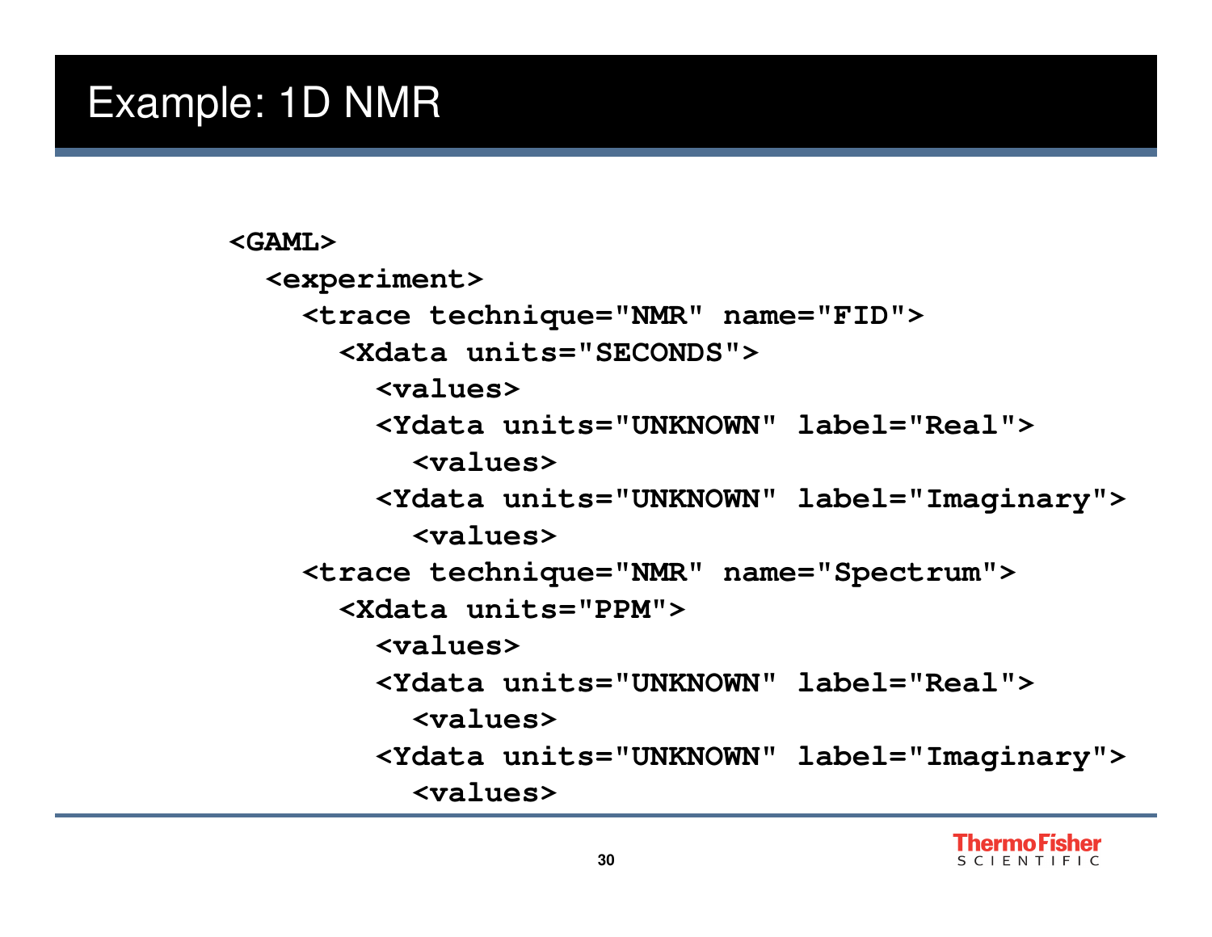# Example: 1D NMR

```
<GAML>
  <experiment>
    <trace technique="NMR" name="FID">
      <Xdata units="SECONDS">
        <values>
        <Ydata units="UNKNOWN" label="Real">
          <values>
        <Ydata units="UNKNOWN" label="Imaginary">
          <values>
    <trace technique="NMR" name="Spectrum">
      <Xdata units="PPM">
        <values>
        <Ydata units="UNKNOWN" label="Real">
          <values>
        <Ydata units="UNKNOWN" label="Imaginary">
          <values>
```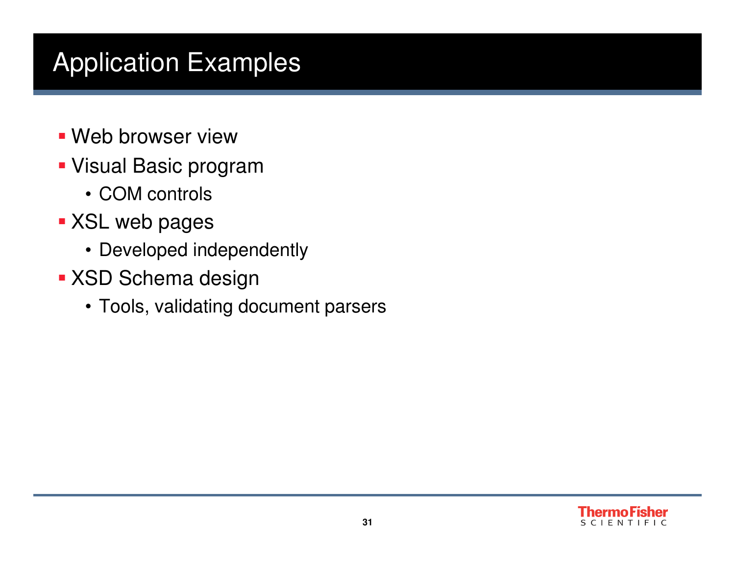# Application Examples

- Web browser view
- Visual Basic program
  - COM controls
- XSL web pages
  - Developed independently
- XSD Schema design
  - Tools, validating document parsers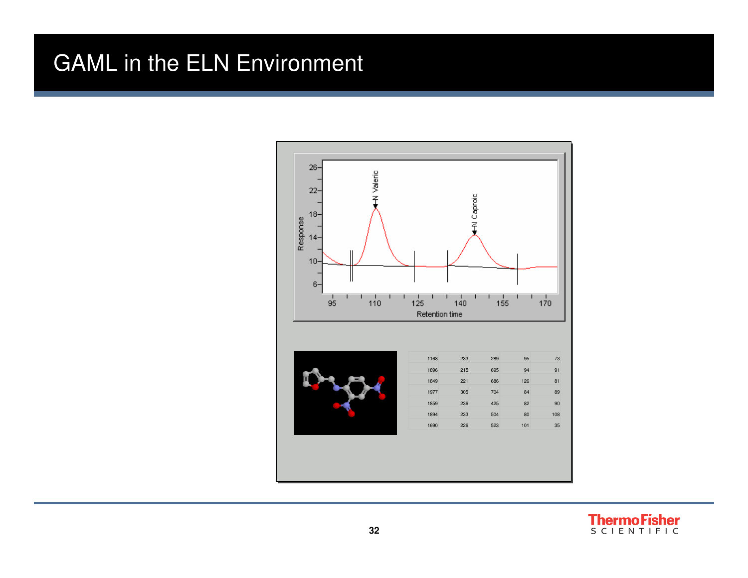# GAML in the ELN Environment

| | | | | |
|---|---|---|---|---|
| 1168 | 233 | 289 | 95 | 73 |
| 1896 | 215 | 695 | 94 | 91 |
| 1849 | 221 | 686 | 126 | 81 |
| 1977 | 305 | 704 | 84 | 89 |
| 1859 | 236 | 425 | 82 | 90 |
| 1894 | 233 | 504 | 80 | 108 |
| 1690 | 226 | 523 | 101 | 35 |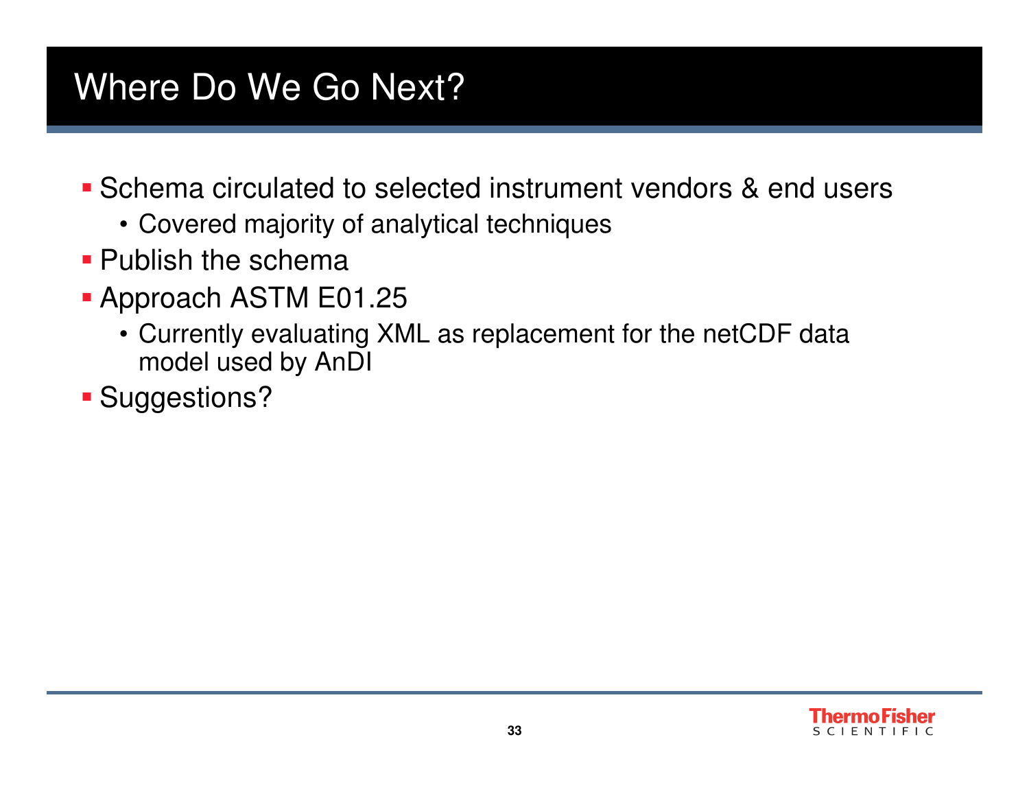# Where Do We Go Next?

- Schema circulated to selected instrument vendors & end users
  - Covered majority of analytical techniques
- Publish the schema
- Approach ASTM E01.25
  - Currently evaluating XML as replacement for the netCDF data model used by AnDI
- Suggestions?